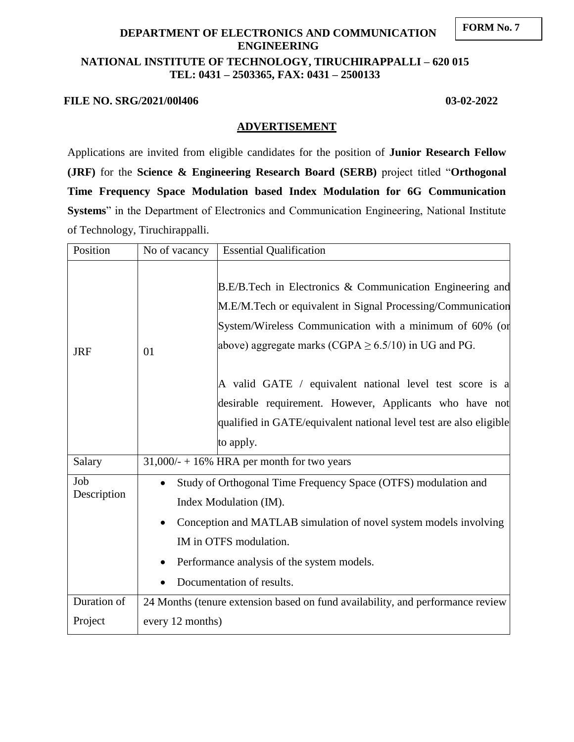**FORM No. 7**

**DEPARTMENT OF ELECTRONICS AND COMMUNICATION ENGINEERING**

**NATIONAL INSTITUTE OF TECHNOLOGY, TIRUCHIRAPPALLI – 620 015**

**TEL: 0431 – 2503365, FAX: 0431 – 2500133**

**FILE NO. SRG/2021/00l406** **03-02-2022**

## ADVERTISEMENT

Applications are invited from eligible candidates for the position of **Junior Research Fellow (JRF)** for the **Science & Engineering Research Board (SERB)** project titled "**Orthogonal Time Frequency Space Modulation based Index Modulation for 6G Communication Systems**" in the Department of Electronics and Communication Engineering, National Institute of Technology, Tiruchirappalli.

| Position | No of vacancy | Essential Qualification |
|---|---|---|
| JRF | 01 | B.E/B.Tech in Electronics & Communication Engineering and M.E/M.Tech or equivalent in Signal Processing/Communication System/Wireless Communication with a minimum of 60% (or above) aggregate marks (CGPA $\geq 6.5/10$) in UG and PG.<br><br>A valid GATE / equivalent national level test score is a desirable requirement. However, Applicants who have not qualified in GATE/equivalent national level test are also eligible to apply. |
| Salary | 31,000/- + 16% HRA per month for two years | |
| Job Description | • Study of Orthogonal Time Frequency Space (OTFS) modulation and Index Modulation (IM).<br>• Conception and MATLAB simulation of novel system models involving IM in OTFS modulation.<br>• Performance analysis of the system models.<br>• Documentation of results. | |
| Duration of Project | 24 Months (tenure extension based on fund availability, and performance review every 12 months) | |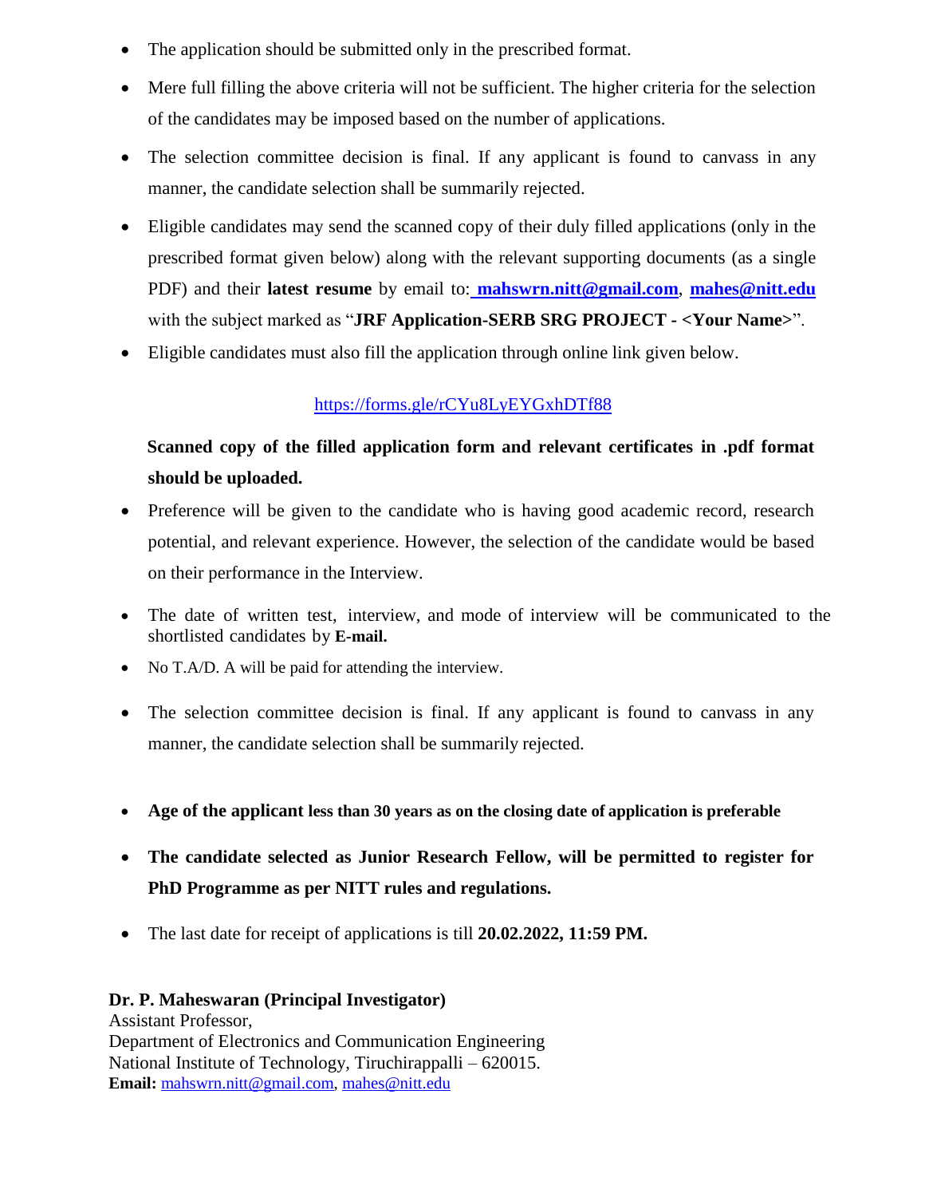- The application should be submitted only in the prescribed format.
- Mere full filling the above criteria will not be sufficient. The higher criteria for the selection of the candidates may be imposed based on the number of applications.
- The selection committee decision is final. If any applicant is found to canvass in any manner, the candidate selection shall be summarily rejected.
- Eligible candidates may send the scanned copy of their duly filled applications (only in the prescribed format given below) along with the relevant supporting documents (as a single PDF) and their **latest resume** by email to: **mahswrn.nitt@gmail.com**, **mahes@nitt.edu** with the subject marked as "**JRF Application-SERB SRG PROJECT - <Your Name>**".
- Eligible candidates must also fill the application through online link given below.

  https://forms.gle/rCYu8LyEYGxhDTf88

  **Scanned copy of the filled application form and relevant certificates in .pdf format should be uploaded.**

- Preference will be given to the candidate who is having good academic record, research potential, and relevant experience. However, the selection of the candidate would be based on their performance in the Interview.
- The date of written test, interview, and mode of interview will be communicated to the shortlisted candidates by **E-mail.**
- No T.A/D. A will be paid for attending the interview.
- The selection committee decision is final. If any applicant is found to canvass in any manner, the candidate selection shall be summarily rejected.
- **Age of the applicant less than 30 years as on the closing date of application is preferable**
- **The candidate selected as Junior Research Fellow, will be permitted to register for PhD Programme as per NITT rules and regulations.**
- The last date for receipt of applications is till **20.02.2022, 11:59 PM.**

**Dr. P. Maheswaran (Principal Investigator)**
Assistant Professor,
Department of Electronics and Communication Engineering
National Institute of Technology, Tiruchirappalli – 620015.
**Email:** mahswrn.nitt@gmail.com, mahes@nitt.edu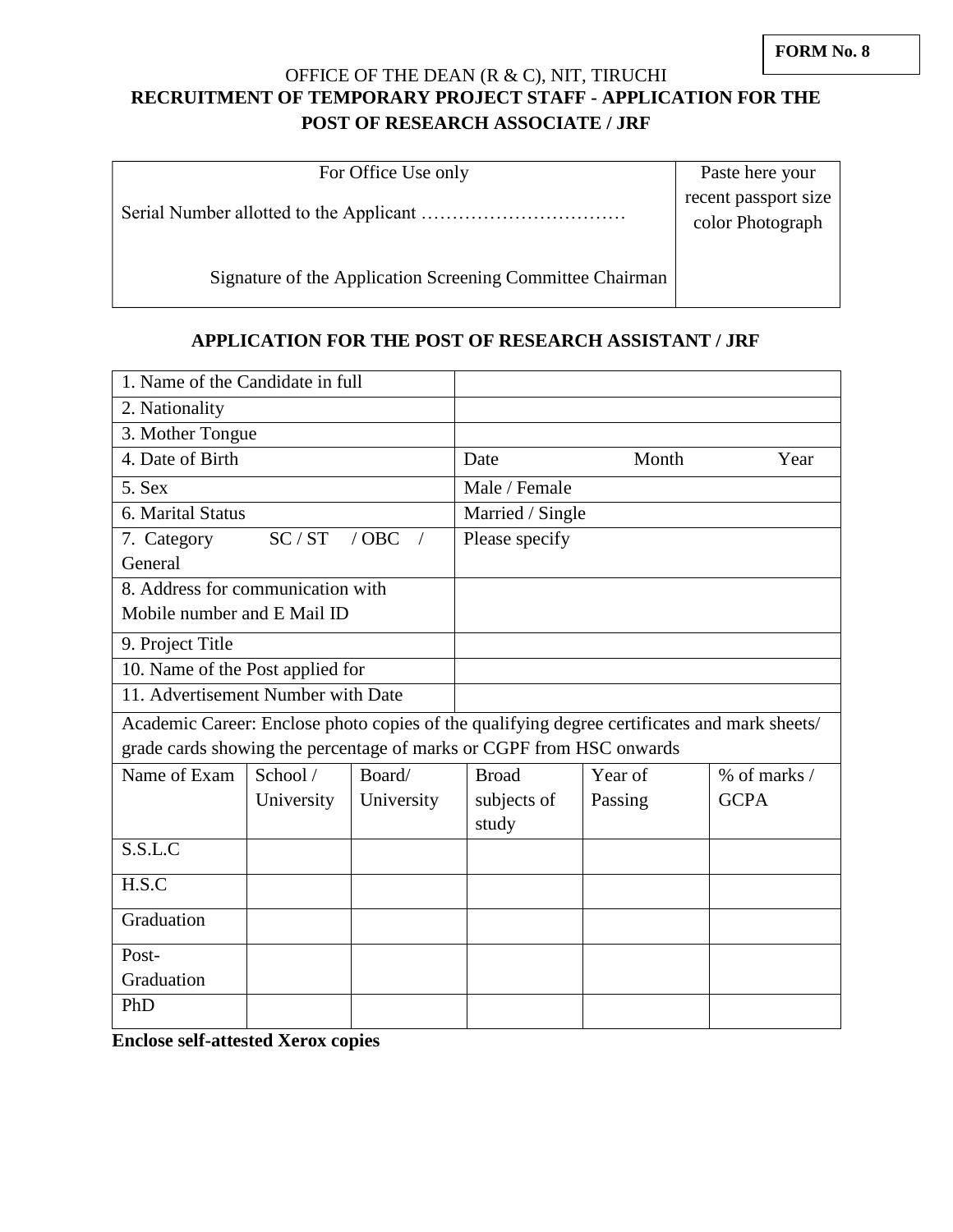**FORM No. 8**

OFFICE OF THE DEAN (R & C), NIT, TIRUCHI

**RECRUITMENT OF TEMPORARY PROJECT STAFF - APPLICATION FOR THE POST OF RESEARCH ASSOCIATE / JRF**

| For Office Use only<br><br>Serial Number allotted to the Applicant ……………………………<br><br>Signature of the Application Screening Committee Chairman | Paste here your recent passport size color Photograph |
|---|---|

**APPLICATION FOR THE POST OF RESEARCH ASSISTANT / JRF**

| 1. Name of the Candidate in full | |
|---|---|
| 2. Nationality | |
| 3. Mother Tongue | |
| 4. Date of Birth | Date Month Year |
| 5. Sex | Male / Female |
| 6. Marital Status | Married / Single |
| 7. Category SC / ST / OBC / General | Please specify |
| 8. Address for communication with Mobile number and E Mail ID | |
| 9. Project Title | |
| 10. Name of the Post applied for | |
| 11. Advertisement Number with Date | |

Academic Career: Enclose photo copies of the qualifying degree certificates and mark sheets/ grade cards showing the percentage of marks or CGPF from HSC onwards

| Name of Exam | School / University | Board/ University | Broad subjects of study | Year of Passing | % of marks / GCPA |
|---|---|---|---|---|---|
| S.S.L.C | | | | | |
| H.S.C | | | | | |
| Graduation | | | | | |
| Post-Graduation | | | | | |
| PhD | | | | | |

**Enclose self-attested Xerox copies**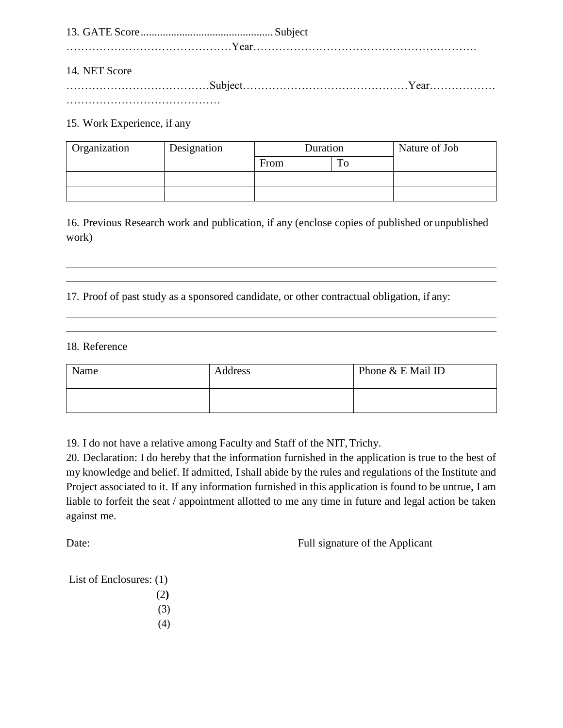13. GATE Score................................................ Subject ………………………………………Year…………………………………………………….

14. NET Score …………………………………Subject………………………………………Year………………………………………………………

15. Work Experience, if any

| Organization | Designation | Duration | | Nature of Job |
|---|---|---|---|---|
| | | From | To | |
| | | | | |
| | | | | |

16. Previous Research work and publication, if any (enclose copies of published or unpublished work)

---

---

17. Proof of past study as a sponsored candidate, or other contractual obligation, if any:

---

---

18. Reference

| Name | Address | Phone & E Mail ID |
|---|---|---|
| | | |

19. I do not have a relative among Faculty and Staff of the NIT, Trichy.

20. Declaration: I do hereby that the information furnished in the application is true to the best of my knowledge and belief. If admitted, I shall abide by the rules and regulations of the Institute and Project associated to it. If any information furnished in this application is found to be untrue, I am liable to forfeit the seat / appointment allotted to me any time in future and legal action be taken against me.

Date: Full signature of the Applicant

List of Enclosures: (1)
(2)
(3)
(4)